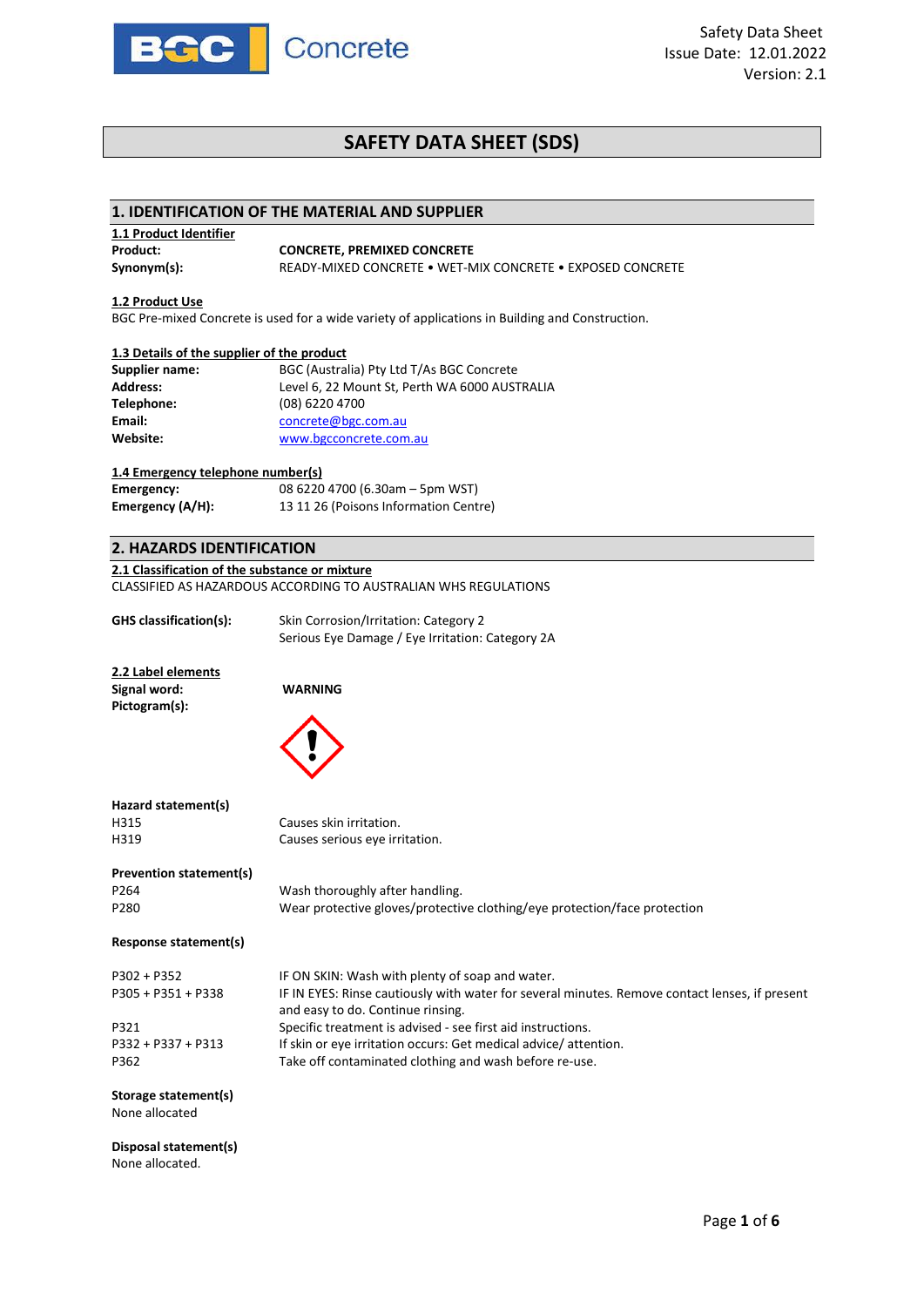# SAFETY DATA SHEET (SDS)

## 1. IDENTIFICATION OF THE MATERIAL AND SUPPLIER

### 1.1 Product Identifier

| | |
|---|---|
| **Product:** | **CONCRETE, PREMIXED CONCRETE** |
| **Synonym(s):** | READY-MIXED CONCRETE • WET-MIX CONCRETE • EXPOSED CONCRETE |

### 1.2 Product Use

BGC Pre-mixed Concrete is used for a wide variety of applications in Building and Construction.

### 1.3 Details of the supplier of the product

| | |
|---|---|
| **Supplier name:** | BGC (Australia) Pty Ltd T/As BGC Concrete |
| **Address:** | Level 6, 22 Mount St, Perth WA 6000 AUSTRALIA |
| **Telephone:** | (08) 6220 4700 |
| **Email:** | concrete@bgc.com.au |
| **Website:** | www.bgcconcrete.com.au |

### 1.4 Emergency telephone number(s)

| | |
|---|---|
| **Emergency:** | 08 6220 4700 (6.30am – 5pm WST) |
| **Emergency (A/H):** | 13 11 26 (Poisons Information Centre) |

## 2. HAZARDS IDENTIFICATION

### 2.1 Classification of the substance or mixture

CLASSIFIED AS HAZARDOUS ACCORDING TO AUSTRALIAN WHS REGULATIONS

**GHS classification(s):** Skin Corrosion/Irritation: Category 2
Serious Eye Damage / Eye Irritation: Category 2A

### 2.2 Label elements

**Signal word:** **WARNING**

**Pictogram(s):**

**Hazard statement(s)**

| | |
|---|---|
| H315 | Causes skin irritation. |
| H319 | Causes serious eye irritation. |

**Prevention statement(s)**

| | |
|---|---|
| P264 | Wash thoroughly after handling. |
| P280 | Wear protective gloves/protective clothing/eye protection/face protection |

**Response statement(s)**

| | |
|---|---|
| P302 + P352 | IF ON SKIN: Wash with plenty of soap and water. |
| P305 + P351 + P338 | IF IN EYES: Rinse cautiously with water for several minutes. Remove contact lenses, if present and easy to do. Continue rinsing. |
| P321 | Specific treatment is advised - see first aid instructions. |
| P332 + P337 + P313 | If skin or eye irritation occurs: Get medical advice/ attention. |
| P362 | Take off contaminated clothing and wash before re-use. |

**Storage statement(s)**

None allocated

**Disposal statement(s)**

None allocated.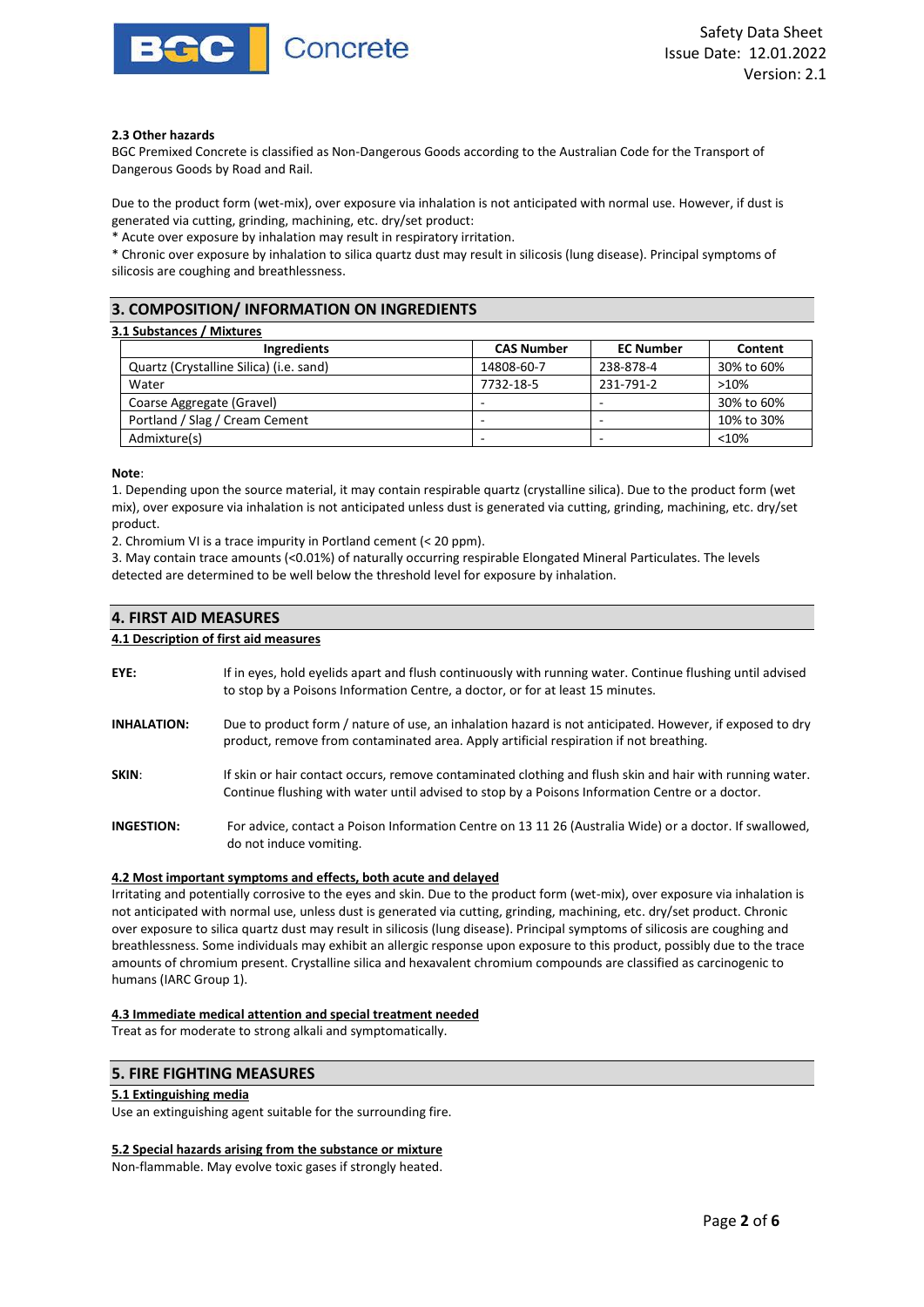**2.3 Other hazards**

BGC Premixed Concrete is classified as Non-Dangerous Goods according to the Australian Code for the Transport of Dangerous Goods by Road and Rail.

Due to the product form (wet-mix), over exposure via inhalation is not anticipated with normal use. However, if dust is generated via cutting, grinding, machining, etc. dry/set product:

* Acute over exposure by inhalation may result in respiratory irritation.
* Chronic over exposure by inhalation to silica quartz dust may result in silicosis (lung disease). Principal symptoms of silicosis are coughing and breathlessness.

## 3. COMPOSITION/ INFORMATION ON INGREDIENTS

### 3.1 Substances / Mixtures

| Ingredients | CAS Number | EC Number | Content |
|---|---|---|---|
| Quartz (Crystalline Silica) (i.e. sand) | 14808-60-7 | 238-878-4 | 30% to 60% |
| Water | 7732-18-5 | 231-791-2 | >10% |
| Coarse Aggregate (Gravel) | - | - | 30% to 60% |
| Portland / Slag / Cream Cement | - | - | 10% to 30% |
| Admixture(s) | - | - | <10% |

**Note**:

1. Depending upon the source material, it may contain respirable quartz (crystalline silica). Due to the product form (wet mix), over exposure via inhalation is not anticipated unless dust is generated via cutting, grinding, machining, etc. dry/set product.
2. Chromium VI is a trace impurity in Portland cement (< 20 ppm).
3. May contain trace amounts (<0.01%) of naturally occurring respirable Elongated Mineral Particulates. The levels detected are determined to be well below the threshold level for exposure by inhalation.

## 4. FIRST AID MEASURES

### 4.1 Description of first aid measures

**EYE:** If in eyes, hold eyelids apart and flush continuously with running water. Continue flushing until advised to stop by a Poisons Information Centre, a doctor, or for at least 15 minutes.

**INHALATION:** Due to product form / nature of use, an inhalation hazard is not anticipated. However, if exposed to dry product, remove from contaminated area. Apply artificial respiration if not breathing.

**SKIN:** If skin or hair contact occurs, remove contaminated clothing and flush skin and hair with running water. Continue flushing with water until advised to stop by a Poisons Information Centre or a doctor.

**INGESTION:** For advice, contact a Poison Information Centre on 13 11 26 (Australia Wide) or a doctor. If swallowed, do not induce vomiting.

### 4.2 Most important symptoms and effects, both acute and delayed

Irritating and potentially corrosive to the eyes and skin. Due to the product form (wet-mix), over exposure via inhalation is not anticipated with normal use, unless dust is generated via cutting, grinding, machining, etc. dry/set product. Chronic over exposure to silica quartz dust may result in silicosis (lung disease). Principal symptoms of silicosis are coughing and breathlessness. Some individuals may exhibit an allergic response upon exposure to this product, possibly due to the trace amounts of chromium present. Crystalline silica and hexavalent chromium compounds are classified as carcinogenic to humans (IARC Group 1).

### 4.3 Immediate medical attention and special treatment needed

Treat as for moderate to strong alkali and symptomatically.

## 5. FIRE FIGHTING MEASURES

### 5.1 Extinguishing media

Use an extinguishing agent suitable for the surrounding fire.

### 5.2 Special hazards arising from the substance or mixture

Non-flammable. May evolve toxic gases if strongly heated.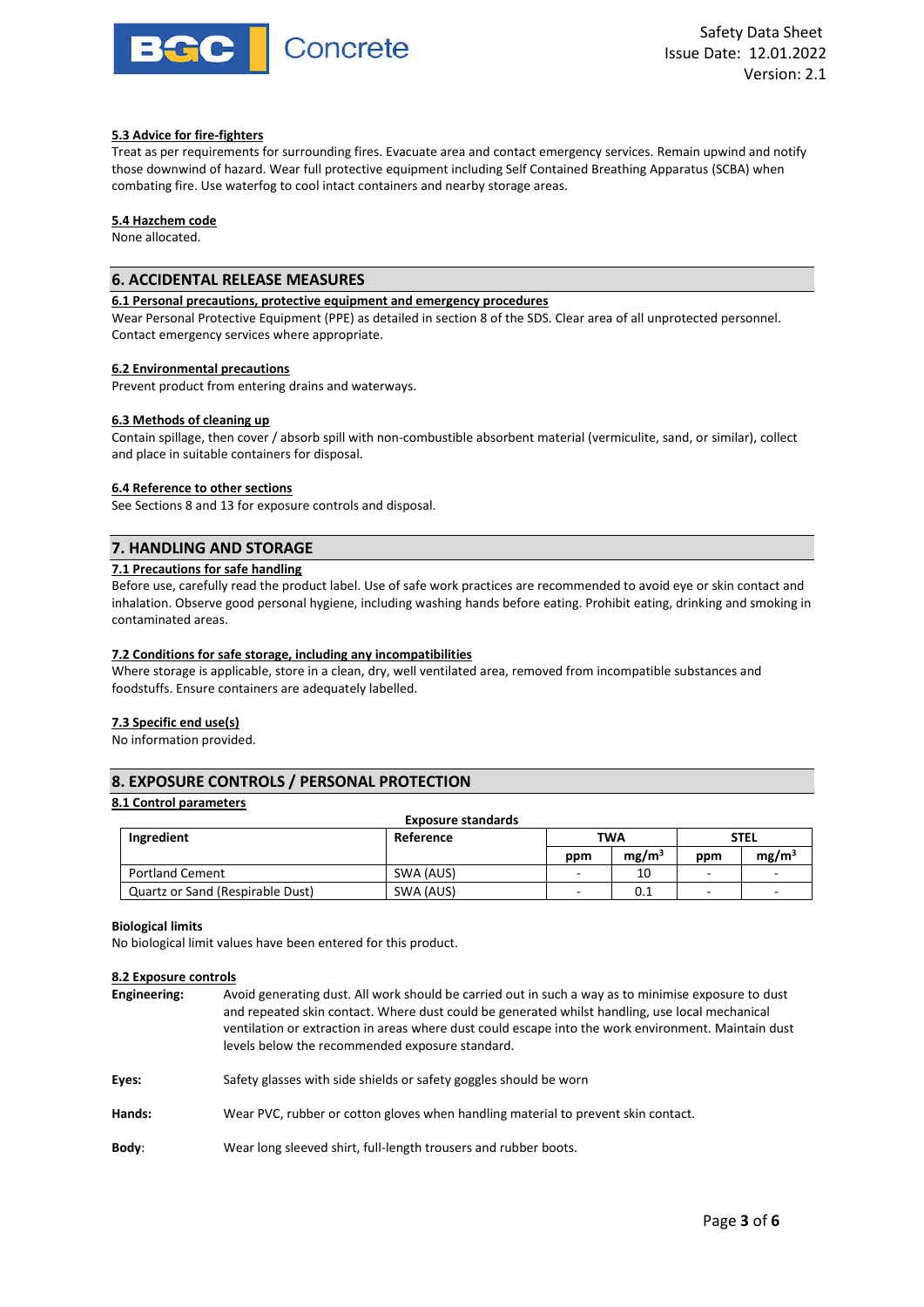### 5.3 Advice for fire-fighters

Treat as per requirements for surrounding fires. Evacuate area and contact emergency services. Remain upwind and notify those downwind of hazard. Wear full protective equipment including Self Contained Breathing Apparatus (SCBA) when combating fire. Use waterfog to cool intact containers and nearby storage areas.

### 5.4 Hazchem code

None allocated.

## 6. ACCIDENTAL RELEASE MEASURES

### 6.1 Personal precautions, protective equipment and emergency procedures

Wear Personal Protective Equipment (PPE) as detailed in section 8 of the SDS. Clear area of all unprotected personnel. Contact emergency services where appropriate.

### 6.2 Environmental precautions

Prevent product from entering drains and waterways.

### 6.3 Methods of cleaning up

Contain spillage, then cover / absorb spill with non-combustible absorbent material (vermiculite, sand, or similar), collect and place in suitable containers for disposal.

### 6.4 Reference to other sections

See Sections 8 and 13 for exposure controls and disposal.

## 7. HANDLING AND STORAGE

### 7.1 Precautions for safe handling

Before use, carefully read the product label. Use of safe work practices are recommended to avoid eye or skin contact and inhalation. Observe good personal hygiene, including washing hands before eating. Prohibit eating, drinking and smoking in contaminated areas.

### 7.2 Conditions for safe storage, including any incompatibilities

Where storage is applicable, store in a clean, dry, well ventilated area, removed from incompatible substances and foodstuffs. Ensure containers are adequately labelled.

### 7.3 Specific end use(s)

No information provided.

## 8. EXPOSURE CONTROLS / PERSONAL PROTECTION

### 8.1 Control parameters

**Exposure standards**

| Ingredient | Reference | TWA | | STEL | |
|---|---|---|---|---|---|
| | | ppm | $mg/m^3$ | ppm | $mg/m^3$ |
| Portland Cement | SWA (AUS) | - | 10 | - | - |
| Quartz or Sand (Respirable Dust) | SWA (AUS) | - | 0.1 | - | - |

**Biological limits**

No biological limit values have been entered for this product.

### 8.2 Exposure controls

**Engineering:** Avoid generating dust. All work should be carried out in such a way as to minimise exposure to dust and repeated skin contact. Where dust could be generated whilst handling, use local mechanical ventilation or extraction in areas where dust could escape into the work environment. Maintain dust levels below the recommended exposure standard.

**Eyes:** Safety glasses with side shields or safety goggles should be worn

**Hands:** Wear PVC, rubber or cotton gloves when handling material to prevent skin contact.

**Body:** Wear long sleeved shirt, full-length trousers and rubber boots.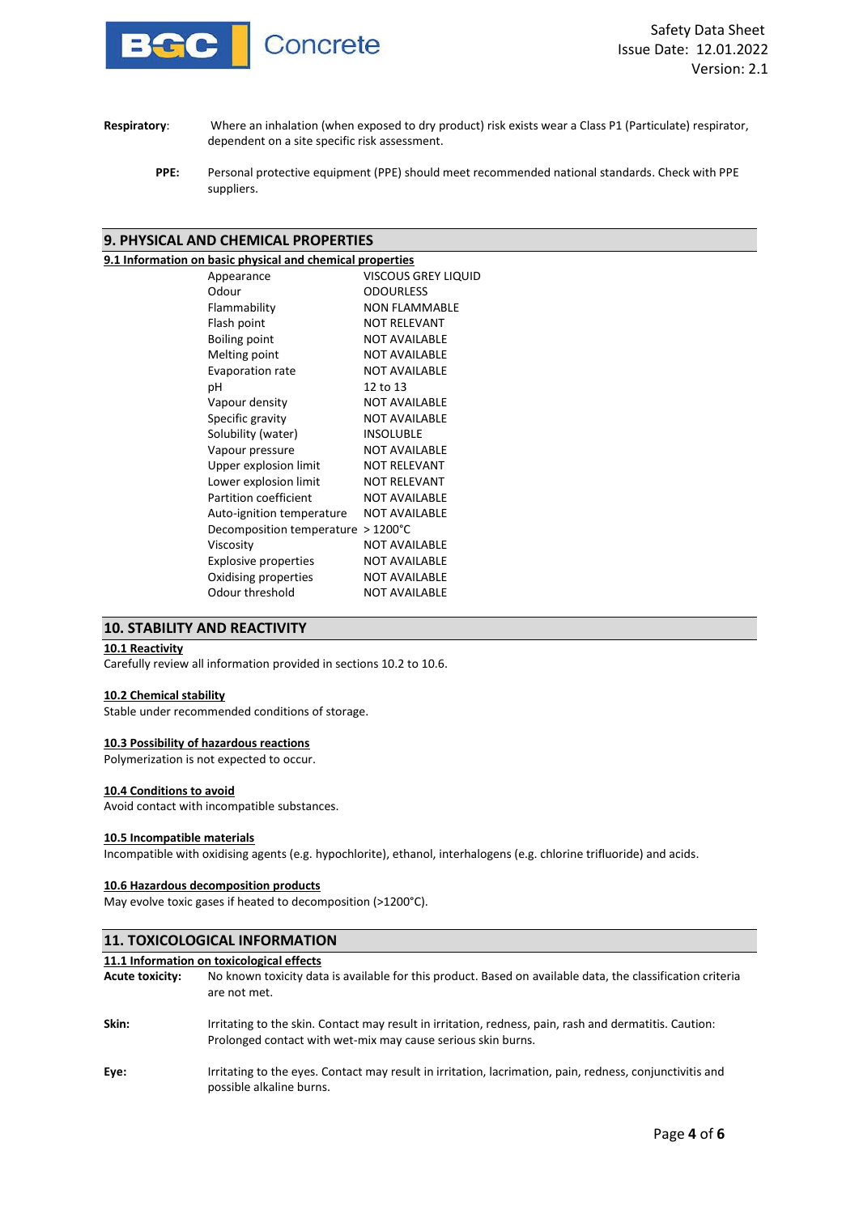**Respiratory**: Where an inhalation (when exposed to dry product) risk exists wear a Class P1 (Particulate) respirator, dependent on a site specific risk assessment.

**PPE:** Personal protective equipment (PPE) should meet recommended national standards. Check with PPE suppliers.

## 9. PHYSICAL AND CHEMICAL PROPERTIES

### 9.1 Information on basic physical and chemical properties

| | |
|---|---|
| Appearance | VISCOUS GREY LIQUID |
| Odour | ODOURLESS |
| Flammability | NON FLAMMABLE |
| Flash point | NOT RELEVANT |
| Boiling point | NOT AVAILABLE |
| Melting point | NOT AVAILABLE |
| Evaporation rate | NOT AVAILABLE |
| pH | 12 to 13 |
| Vapour density | NOT AVAILABLE |
| Specific gravity | NOT AVAILABLE |
| Solubility (water) | INSOLUBLE |
| Vapour pressure | NOT AVAILABLE |
| Upper explosion limit | NOT RELEVANT |
| Lower explosion limit | NOT RELEVANT |
| Partition coefficient | NOT AVAILABLE |
| Auto-ignition temperature | NOT AVAILABLE |
| Decomposition temperature | > 1200°C |
| Viscosity | NOT AVAILABLE |
| Explosive properties | NOT AVAILABLE |
| Oxidising properties | NOT AVAILABLE |
| Odour threshold | NOT AVAILABLE |

## 10. STABILITY AND REACTIVITY

### 10.1 Reactivity

Carefully review all information provided in sections 10.2 to 10.6.

### 10.2 Chemical stability

Stable under recommended conditions of storage.

### 10.3 Possibility of hazardous reactions

Polymerization is not expected to occur.

### 10.4 Conditions to avoid

Avoid contact with incompatible substances.

### 10.5 Incompatible materials

Incompatible with oxidising agents (e.g. hypochlorite), ethanol, interhalogens (e.g. chlorine trifluoride) and acids.

### 10.6 Hazardous decomposition products

May evolve toxic gases if heated to decomposition (>1200°C).

## 11. TOXICOLOGICAL INFORMATION

### 11.1 Information on toxicological effects

**Acute toxicity:** No known toxicity data is available for this product. Based on available data, the classification criteria are not met.

**Skin:** Irritating to the skin. Contact may result in irritation, redness, pain, rash and dermatitis. Caution: Prolonged contact with wet-mix may cause serious skin burns.

**Eye:** Irritating to the eyes. Contact may result in irritation, lacrimation, pain, redness, conjunctivitis and possible alkaline burns.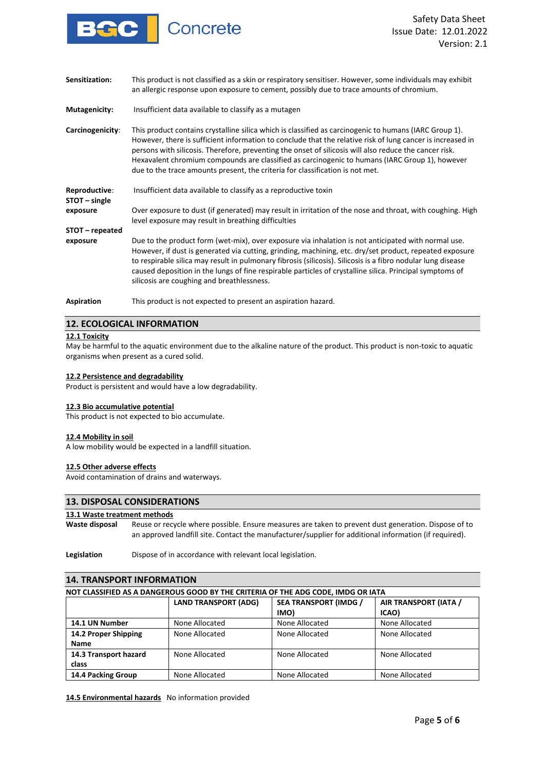**Sensitization:** This product is not classified as a skin or respiratory sensitiser. However, some individuals may exhibit an allergic response upon exposure to cement, possibly due to trace amounts of chromium.

**Mutagenicity:** Insufficient data available to classify as a mutagen

**Carcinogenicity:** This product contains crystalline silica which is classified as carcinogenic to humans (IARC Group 1). However, there is sufficient information to conclude that the relative risk of lung cancer is increased in persons with silicosis. Therefore, preventing the onset of silicosis will also reduce the cancer risk. Hexavalent chromium compounds are classified as carcinogenic to humans (IARC Group 1), however due to the trace amounts present, the criteria for classification is not met.

**Reproductive:** Insufficient data available to classify as a reproductive toxin

**STOT – single exposure** Over exposure to dust (if generated) may result in irritation of the nose and throat, with coughing. High level exposure may result in breathing difficulties

**STOT – repeated exposure** Due to the product form (wet-mix), over exposure via inhalation is not anticipated with normal use. However, if dust is generated via cutting, grinding, machining, etc. dry/set product, repeated exposure to respirable silica may result in pulmonary fibrosis (silicosis). Silicosis is a fibro nodular lung disease caused deposition in the lungs of fine respirable particles of crystalline silica. Principal symptoms of silicosis are coughing and breathlessness.

**Aspiration** This product is not expected to present an aspiration hazard.

## 12. ECOLOGICAL INFORMATION

**12.1 Toxicity**

May be harmful to the aquatic environment due to the alkaline nature of the product. This product is non-toxic to aquatic organisms when present as a cured solid.

**12.2 Persistence and degradability**

Product is persistent and would have a low degradability.

**12.3 Bio accumulative potential**

This product is not expected to bio accumulate.

**12.4 Mobility in soil**

A low mobility would be expected in a landfill situation.

**12.5 Other adverse effects**

Avoid contamination of drains and waterways.

## 13. DISPOSAL CONSIDERATIONS

**13.1 Waste treatment methods**

**Waste disposal** Reuse or recycle where possible. Ensure measures are taken to prevent dust generation. Dispose of to an approved landfill site. Contact the manufacturer/supplier for additional information (if required).

**Legislation** Dispose of in accordance with relevant local legislation.

## 14. TRANSPORT INFORMATION

**NOT CLASSIFIED AS A DANGEROUS GOOD BY THE CRITERIA OF THE ADG CODE, IMDG OR IATA**

| | LAND TRANSPORT (ADG) | SEA TRANSPORT (IMDG / IMO) | AIR TRANSPORT (IATA / ICAO) |
|---|---|---|---|
| **14.1 UN Number** | None Allocated | None Allocated | None Allocated |
| **14.2 Proper Shipping Name** | None Allocated | None Allocated | None Allocated |
| **14.3 Transport hazard class** | None Allocated | None Allocated | None Allocated |
| **14.4 Packing Group** | None Allocated | None Allocated | None Allocated |

**14.5 Environmental hazards** No information provided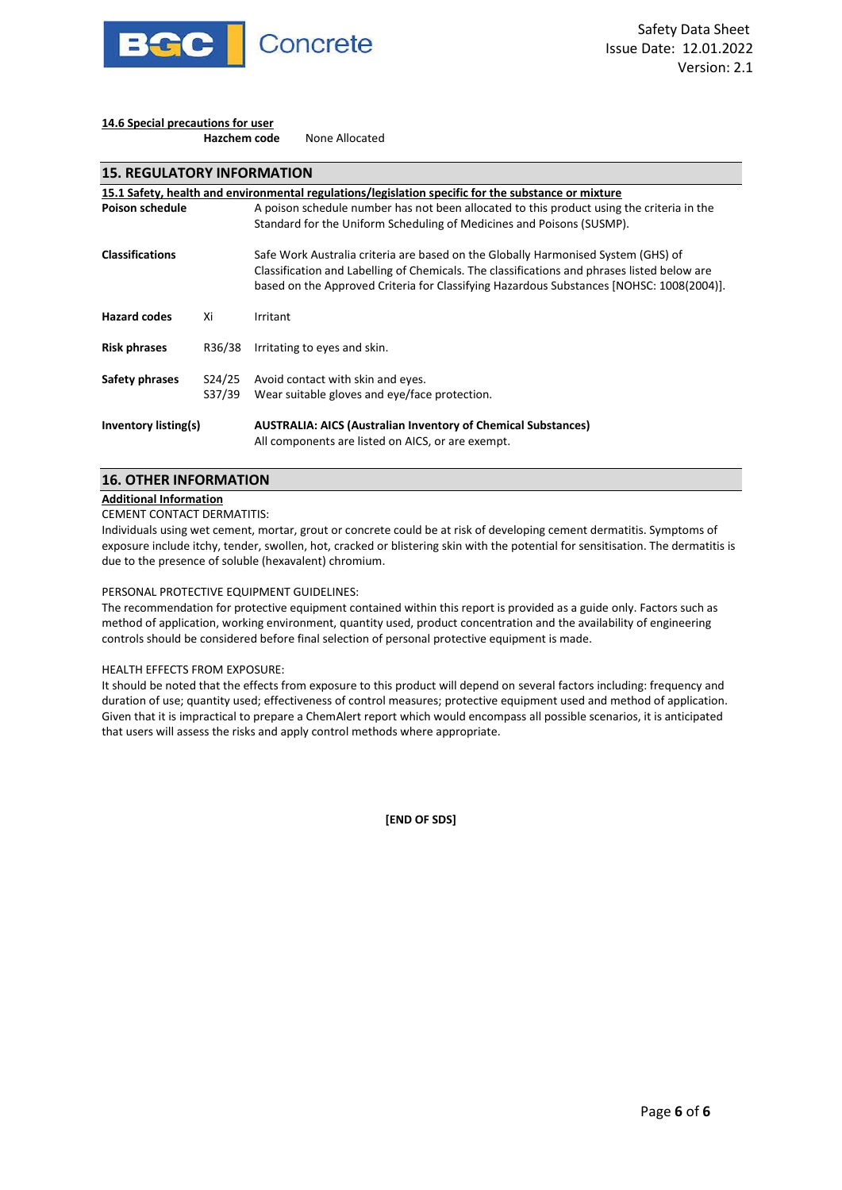**14.6 Special precautions for user**

**Hazchem code** None Allocated

## 15. REGULATORY INFORMATION

**15.1 Safety, health and environmental regulations/legislation specific for the substance or mixture**

| | | |
|---|---|---|
| **Poison schedule** | | A poison schedule number has not been allocated to this product using the criteria in the Standard for the Uniform Scheduling of Medicines and Poisons (SUSMP). |
| **Classifications** | | Safe Work Australia criteria are based on the Globally Harmonised System (GHS) of Classification and Labelling of Chemicals. The classifications and phrases listed below are based on the Approved Criteria for Classifying Hazardous Substances [NOHSC: 1008(2004)]. |
| **Hazard codes** | Xi | Irritant |
| **Risk phrases** | R36/38 | Irritating to eyes and skin. |
| **Safety phrases** | S24/25 | Avoid contact with skin and eyes. |
| | S37/39 | Wear suitable gloves and eye/face protection. |
| **Inventory listing(s)** | | **AUSTRALIA: AICS (Australian Inventory of Chemical Substances)** All components are listed on AICS, or are exempt. |

## 16. OTHER INFORMATION

**Additional Information**

CEMENT CONTACT DERMATITIS:
Individuals using wet cement, mortar, grout or concrete could be at risk of developing cement dermatitis. Symptoms of exposure include itchy, tender, swollen, hot, cracked or blistering skin with the potential for sensitisation. The dermatitis is due to the presence of soluble (hexavalent) chromium.

PERSONAL PROTECTIVE EQUIPMENT GUIDELINES:
The recommendation for protective equipment contained within this report is provided as a guide only. Factors such as method of application, working environment, quantity used, product concentration and the availability of engineering controls should be considered before final selection of personal protective equipment is made.

HEALTH EFFECTS FROM EXPOSURE:
It should be noted that the effects from exposure to this product will depend on several factors including: frequency and duration of use; quantity used; effectiveness of control measures; protective equipment used and method of application. Given that it is impractical to prepare a ChemAlert report which would encompass all possible scenarios, it is anticipated that users will assess the risks and apply control methods where appropriate.

**[END OF SDS]**